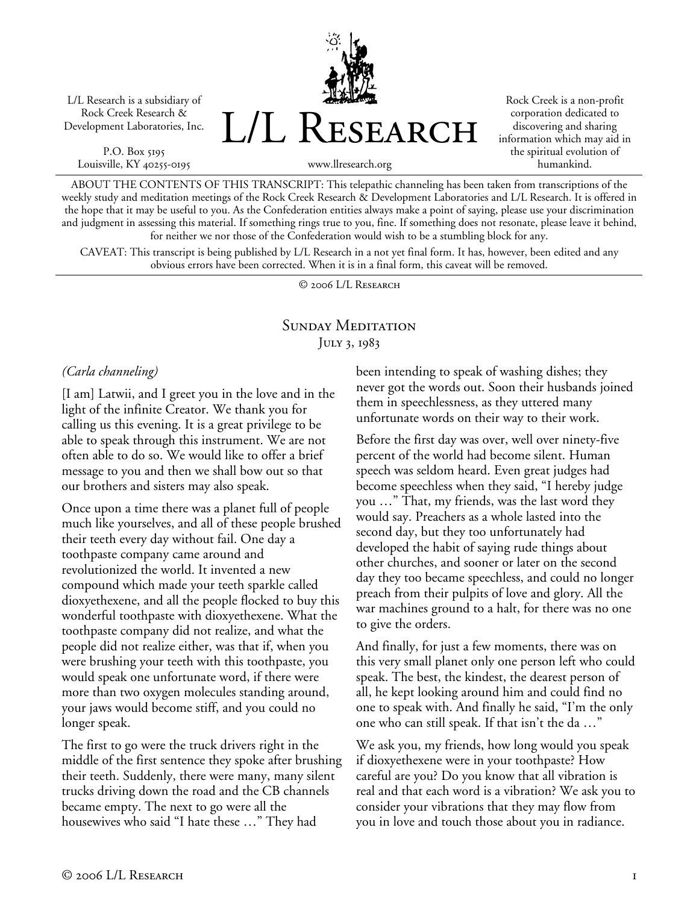L/L Research is a subsidiary of Rock Creek Research & Development Laboratories, Inc.

P.O. Box 5195
Louisville, KY 40255-0195

# L/L Research

www.llresearch.org

Rock Creek is a non-profit corporation dedicated to discovering and sharing information which may aid in the spiritual evolution of humankind.

ABOUT THE CONTENTS OF THIS TRANSCRIPT: This telepathic channeling has been taken from transcriptions of the weekly study and meditation meetings of the Rock Creek Research & Development Laboratories and L/L Research. It is offered in the hope that it may be useful to you. As the Confederation entities always make a point of saying, please use your discrimination and judgment in assessing this material. If something rings true to you, fine. If something does not resonate, please leave it behind, for neither we nor those of the Confederation would wish to be a stumbling block for any.

CAVEAT: This transcript is being published by L/L Research in a not yet final form. It has, however, been edited and any obvious errors have been corrected. When it is in a final form, this caveat will be removed.

© 2006 L/L Research

## Sunday Meditation
July 3, 1983

*(Carla channeling)*

[I am] Latwii, and I greet you in the love and in the light of the infinite Creator. We thank you for calling us this evening. It is a great privilege to be able to speak through this instrument. We are not often able to do so. We would like to offer a brief message to you and then we shall bow out so that our brothers and sisters may also speak.

Once upon a time there was a planet full of people much like yourselves, and all of these people brushed their teeth every day without fail. One day a toothpaste company came around and revolutionized the world. It invented a new compound which made your teeth sparkle called dioxyethexene, and all the people flocked to buy this wonderful toothpaste with dioxyethexene. What the toothpaste company did not realize, and what the people did not realize either, was that if, when you were brushing your teeth with this toothpaste, you would speak one unfortunate word, if there were more than two oxygen molecules standing around, your jaws would become stiff, and you could no longer speak.

The first to go were the truck drivers right in the middle of the first sentence they spoke after brushing their teeth. Suddenly, there were many, many silent trucks driving down the road and the CB channels became empty. The next to go were all the housewives who said "I hate these …" They had been intending to speak of washing dishes; they never got the words out. Soon their husbands joined them in speechlessness, as they uttered many unfortunate words on their way to their work.

Before the first day was over, well over ninety-five percent of the world had become silent. Human speech was seldom heard. Even great judges had become speechless when they said, "I hereby judge you …" That, my friends, was the last word they would say. Preachers as a whole lasted into the second day, but they too unfortunately had developed the habit of saying rude things about other churches, and sooner or later on the second day they too became speechless, and could no longer preach from their pulpits of love and glory. All the war machines ground to a halt, for there was no one to give the orders.

And finally, for just a few moments, there was on this very small planet only one person left who could speak. The best, the kindest, the dearest person of all, he kept looking around him and could find no one to speak with. And finally he said, "I'm the only one who can still speak. If that isn't the da …"

We ask you, my friends, how long would you speak if dioxyethexene were in your toothpaste? How careful are you? Do you know that all vibration is real and that each word is a vibration? We ask you to consider your vibrations that they may flow from you in love and touch those about you in radiance.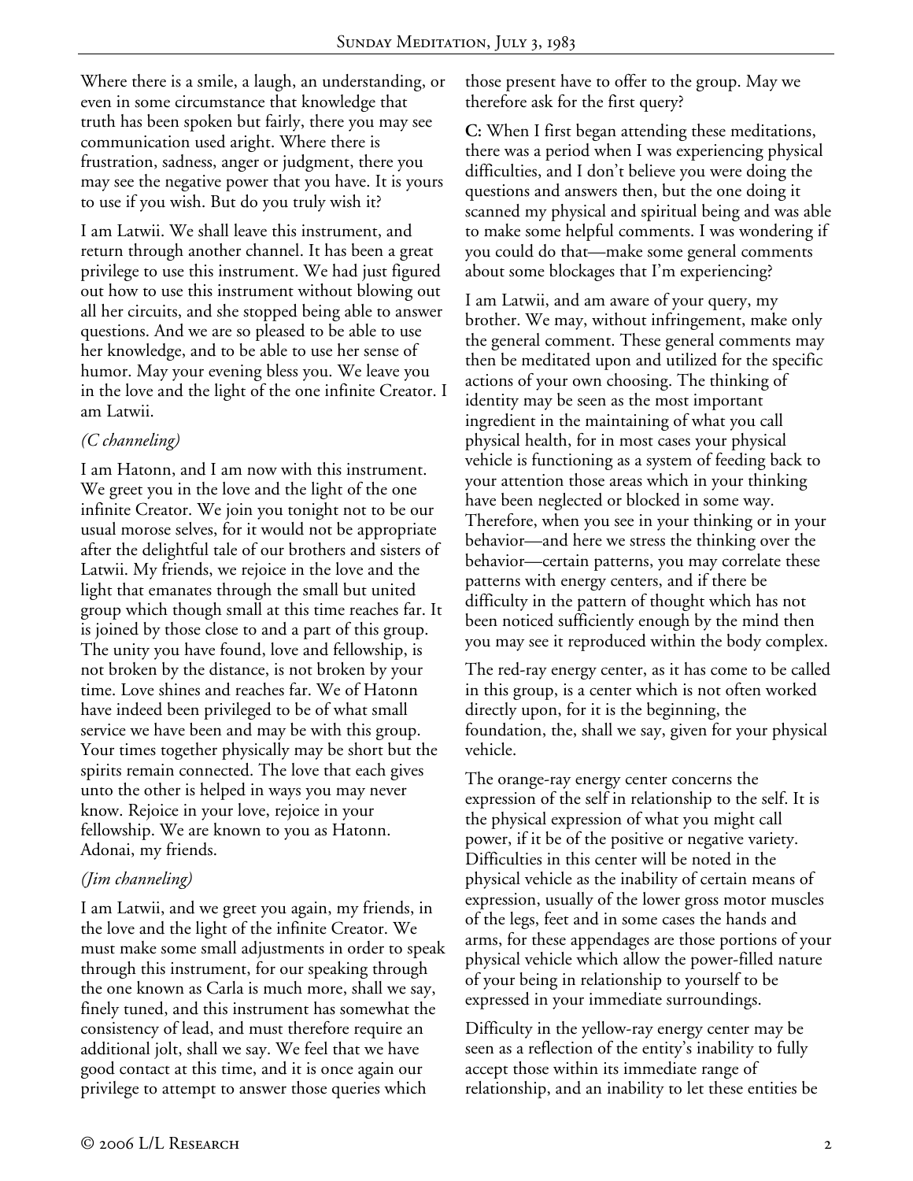Where there is a smile, a laugh, an understanding, or even in some circumstance that knowledge that truth has been spoken but fairly, there you may see communication used aright. Where there is frustration, sadness, anger or judgment, there you may see the negative power that you have. It is yours to use if you wish. But do you truly wish it?

I am Latwii. We shall leave this instrument, and return through another channel. It has been a great privilege to use this instrument. We had just figured out how to use this instrument without blowing out all her circuits, and she stopped being able to answer questions. And we are so pleased to be able to use her knowledge, and to be able to use her sense of humor. May your evening bless you. We leave you in the love and the light of the one infinite Creator. I am Latwii.

*(C channeling)*

I am Hatonn, and I am now with this instrument. We greet you in the love and the light of the one infinite Creator. We join you tonight not to be our usual morose selves, for it would not be appropriate after the delightful tale of our brothers and sisters of Latwii. My friends, we rejoice in the love and the light that emanates through the small but united group which though small at this time reaches far. It is joined by those close to and a part of this group. The unity you have found, love and fellowship, is not broken by the distance, is not broken by your time. Love shines and reaches far. We of Hatonn have indeed been privileged to be of what small service we have been and may be with this group. Your times together physically may be short but the spirits remain connected. The love that each gives unto the other is helped in ways you may never know. Rejoice in your love, rejoice in your fellowship. We are known to you as Hatonn. Adonai, my friends.

*(Jim channeling)*

I am Latwii, and we greet you again, my friends, in the love and the light of the infinite Creator. We must make some small adjustments in order to speak through this instrument, for our speaking through the one known as Carla is much more, shall we say, finely tuned, and this instrument has somewhat the consistency of lead, and must therefore require an additional jolt, shall we say. We feel that we have good contact at this time, and it is once again our privilege to attempt to answer those queries which those present have to offer to the group. May we therefore ask for the first query?

**C:** When I first began attending these meditations, there was a period when I was experiencing physical difficulties, and I don't believe you were doing the questions and answers then, but the one doing it scanned my physical and spiritual being and was able to make some helpful comments. I was wondering if you could do that—make some general comments about some blockages that I'm experiencing?

I am Latwii, and am aware of your query, my brother. We may, without infringement, make only the general comment. These general comments may then be meditated upon and utilized for the specific actions of your own choosing. The thinking of identity may be seen as the most important ingredient in the maintaining of what you call physical health, for in most cases your physical vehicle is functioning as a system of feeding back to your attention those areas which in your thinking have been neglected or blocked in some way. Therefore, when you see in your thinking or in your behavior—and here we stress the thinking over the behavior—certain patterns, you may correlate these patterns with energy centers, and if there be difficulty in the pattern of thought which has not been noticed sufficiently enough by the mind then you may see it reproduced within the body complex.

The red-ray energy center, as it has come to be called in this group, is a center which is not often worked directly upon, for it is the beginning, the foundation, the, shall we say, given for your physical vehicle.

The orange-ray energy center concerns the expression of the self in relationship to the self. It is the physical expression of what you might call power, if it be of the positive or negative variety. Difficulties in this center will be noted in the physical vehicle as the inability of certain means of expression, usually of the lower gross motor muscles of the legs, feet and in some cases the hands and arms, for these appendages are those portions of your physical vehicle which allow the power-filled nature of your being in relationship to yourself to be expressed in your immediate surroundings.

Difficulty in the yellow-ray energy center may be seen as a reflection of the entity's inability to fully accept those within its immediate range of relationship, and an inability to let these entities be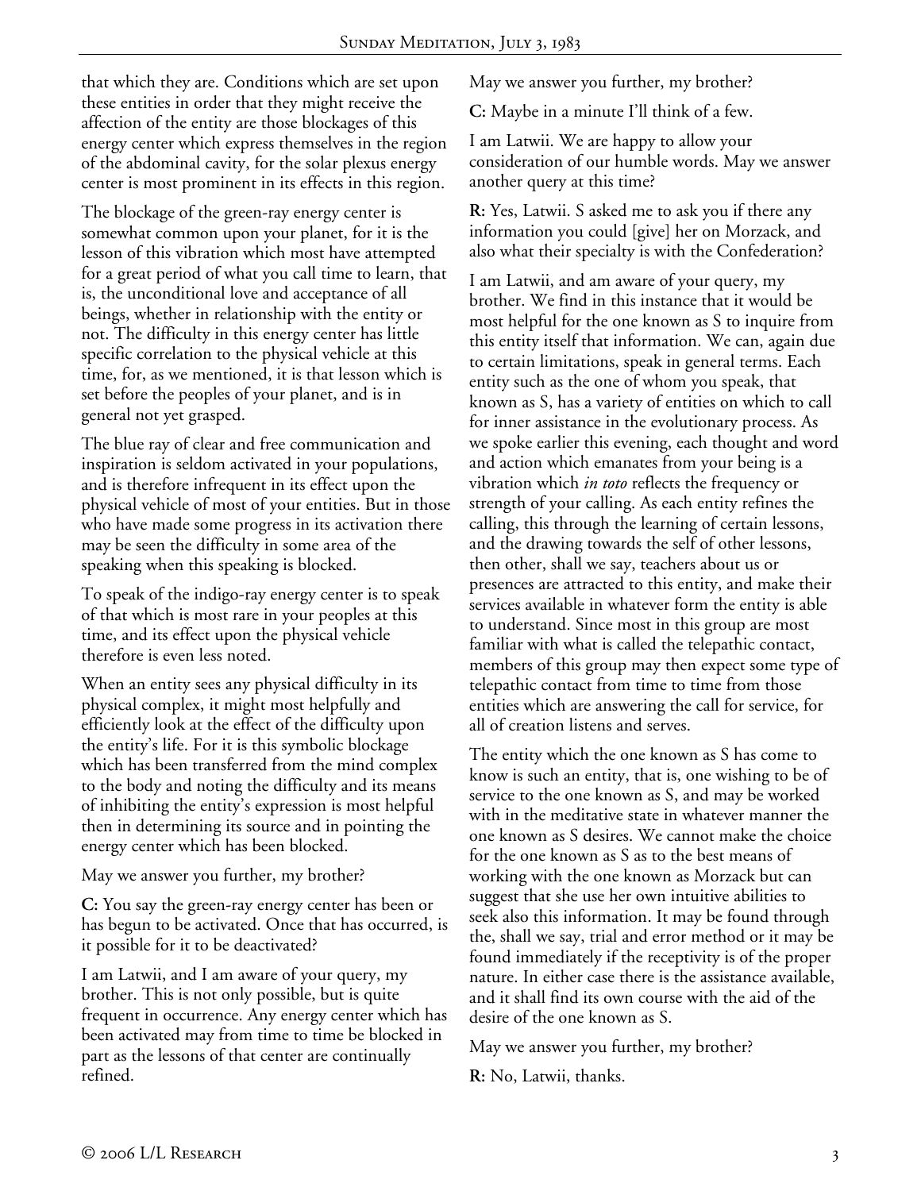that which they are. Conditions which are set upon these entities in order that they might receive the affection of the entity are those blockages of this energy center which express themselves in the region of the abdominal cavity, for the solar plexus energy center is most prominent in its effects in this region.

The blockage of the green-ray energy center is somewhat common upon your planet, for it is the lesson of this vibration which most have attempted for a great period of what you call time to learn, that is, the unconditional love and acceptance of all beings, whether in relationship with the entity or not. The difficulty in this energy center has little specific correlation to the physical vehicle at this time, for, as we mentioned, it is that lesson which is set before the peoples of your planet, and is in general not yet grasped.

The blue ray of clear and free communication and inspiration is seldom activated in your populations, and is therefore infrequent in its effect upon the physical vehicle of most of your entities. But in those who have made some progress in its activation there may be seen the difficulty in some area of the speaking when this speaking is blocked.

To speak of the indigo-ray energy center is to speak of that which is most rare in your peoples at this time, and its effect upon the physical vehicle therefore is even less noted.

When an entity sees any physical difficulty in its physical complex, it might most helpfully and efficiently look at the effect of the difficulty upon the entity's life. For it is this symbolic blockage which has been transferred from the mind complex to the body and noting the difficulty and its means of inhibiting the entity's expression is most helpful then in determining its source and in pointing the energy center which has been blocked.

May we answer you further, my brother?

**C:** You say the green-ray energy center has been or has begun to be activated. Once that has occurred, is it possible for it to be deactivated?

I am Latwii, and I am aware of your query, my brother. This is not only possible, but is quite frequent in occurrence. Any energy center which has been activated may from time to time be blocked in part as the lessons of that center are continually refined.

May we answer you further, my brother?

**C:** Maybe in a minute I'll think of a few.

I am Latwii. We are happy to allow your consideration of our humble words. May we answer another query at this time?

**R:** Yes, Latwii. S asked me to ask you if there any information you could [give] her on Morzack, and also what their specialty is with the Confederation?

I am Latwii, and am aware of your query, my brother. We find in this instance that it would be most helpful for the one known as S to inquire from this entity itself that information. We can, again due to certain limitations, speak in general terms. Each entity such as the one of whom you speak, that known as S, has a variety of entities on which to call for inner assistance in the evolutionary process. As we spoke earlier this evening, each thought and word and action which emanates from your being is a vibration which *in toto* reflects the frequency or strength of your calling. As each entity refines the calling, this through the learning of certain lessons, and the drawing towards the self of other lessons, then other, shall we say, teachers about us or presences are attracted to this entity, and make their services available in whatever form the entity is able to understand. Since most in this group are most familiar with what is called the telepathic contact, members of this group may then expect some type of telepathic contact from time to time from those entities which are answering the call for service, for all of creation listens and serves.

The entity which the one known as S has come to know is such an entity, that is, one wishing to be of service to the one known as S, and may be worked with in the meditative state in whatever manner the one known as S desires. We cannot make the choice for the one known as S as to the best means of working with the one known as Morzack but can suggest that she use her own intuitive abilities to seek also this information. It may be found through the, shall we say, trial and error method or it may be found immediately if the receptivity is of the proper nature. In either case there is the assistance available, and it shall find its own course with the aid of the desire of the one known as S.

May we answer you further, my brother?

**R:** No, Latwii, thanks.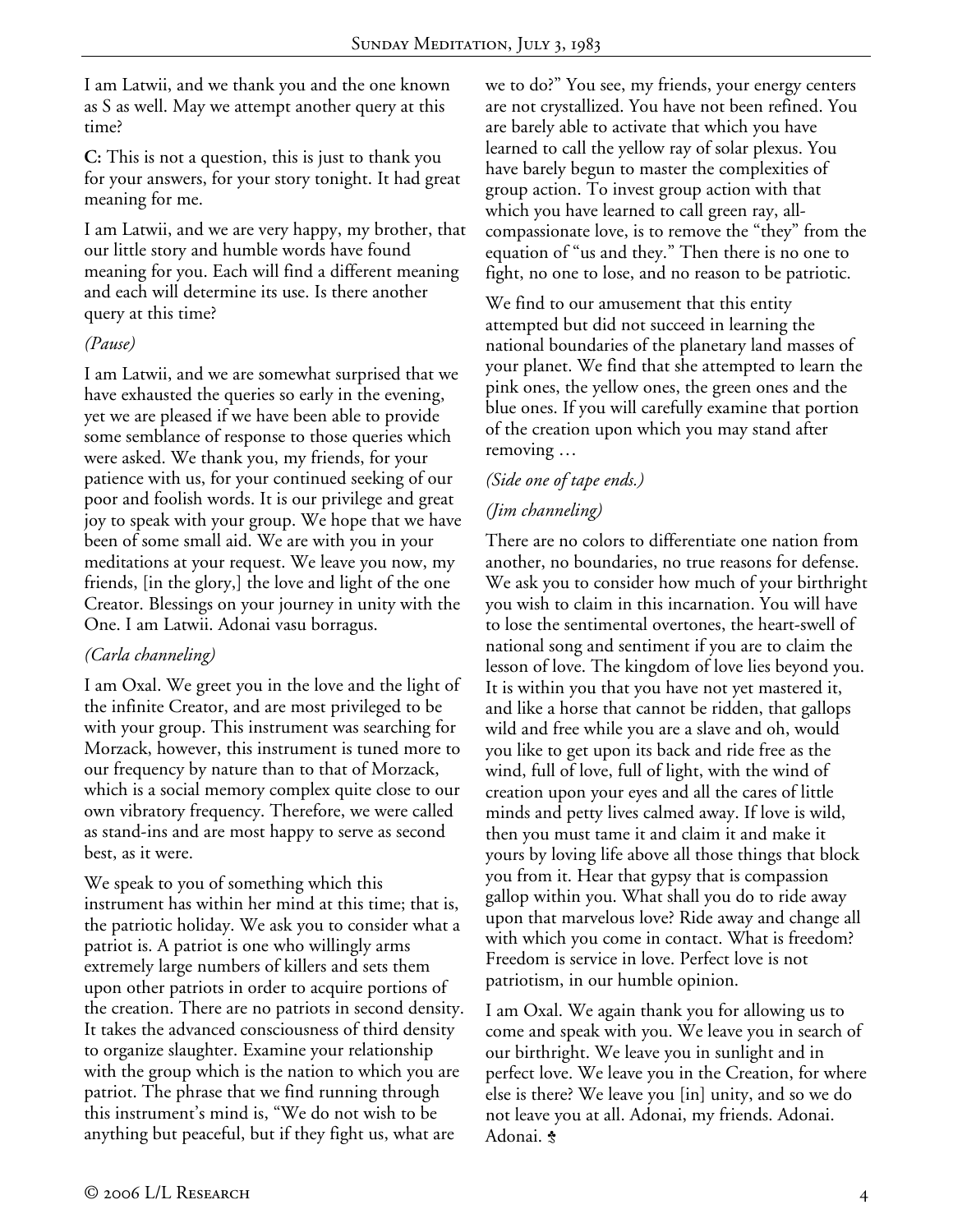I am Latwii, and we thank you and the one known as S as well. May we attempt another query at this time?

**C:** This is not a question, this is just to thank you for your answers, for your story tonight. It had great meaning for me.

I am Latwii, and we are very happy, my brother, that our little story and humble words have found meaning for you. Each will find a different meaning and each will determine its use. Is there another query at this time?

*(Pause)*

I am Latwii, and we are somewhat surprised that we have exhausted the queries so early in the evening, yet we are pleased if we have been able to provide some semblance of response to those queries which were asked. We thank you, my friends, for your patience with us, for your continued seeking of our poor and foolish words. It is our privilege and great joy to speak with your group. We hope that we have been of some small aid. We are with you in your meditations at your request. We leave you now, my friends, [in the glory,] the love and light of the one Creator. Blessings on your journey in unity with the One. I am Latwii. Adonai vasu borragus.

*(Carla channeling)*

I am Oxal. We greet you in the love and the light of the infinite Creator, and are most privileged to be with your group. This instrument was searching for Morzack, however, this instrument is tuned more to our frequency by nature than to that of Morzack, which is a social memory complex quite close to our own vibratory frequency. Therefore, we were called as stand-ins and are most happy to serve as second best, as it were.

We speak to you of something which this instrument has within her mind at this time; that is, the patriotic holiday. We ask you to consider what a patriot is. A patriot is one who willingly arms extremely large numbers of killers and sets them upon other patriots in order to acquire portions of the creation. There are no patriots in second density. It takes the advanced consciousness of third density to organize slaughter. Examine your relationship with the group which is the nation to which you are patriot. The phrase that we find running through this instrument's mind is, "We do not wish to be anything but peaceful, but if they fight us, what are we to do?" You see, my friends, your energy centers are not crystallized. You have not been refined. You are barely able to activate that which you have learned to call the yellow ray of solar plexus. You have barely begun to master the complexities of group action. To invest group action with that which you have learned to call green ray, all-compassionate love, is to remove the "they" from the equation of "us and they." Then there is no one to fight, no one to lose, and no reason to be patriotic.

We find to our amusement that this entity attempted but did not succeed in learning the national boundaries of the planetary land masses of your planet. We find that she attempted to learn the pink ones, the yellow ones, the green ones and the blue ones. If you will carefully examine that portion of the creation upon which you may stand after removing …

*(Side one of tape ends.)*

*(Jim channeling)*

There are no colors to differentiate one nation from another, no boundaries, no true reasons for defense. We ask you to consider how much of your birthright you wish to claim in this incarnation. You will have to lose the sentimental overtones, the heart-swell of national song and sentiment if you are to claim the lesson of love. The kingdom of love lies beyond you. It is within you that you have not yet mastered it, and like a horse that cannot be ridden, that gallops wild and free while you are a slave and oh, would you like to get upon its back and ride free as the wind, full of love, full of light, with the wind of creation upon your eyes and all the cares of little minds and petty lives calmed away. If love is wild, then you must tame it and claim it and make it yours by loving life above all those things that block you from it. Hear that gypsy that is compassion gallop within you. What shall you do to ride away upon that marvelous love? Ride away and change all with which you come in contact. What is freedom? Freedom is service in love. Perfect love is not patriotism, in our humble opinion.

I am Oxal. We again thank you for allowing us to come and speak with you. We leave you in search of our birthright. We leave you in sunlight and in perfect love. We leave you in the Creation, for where else is there? We leave you [in] unity, and so we do not leave you at all. Adonai, my friends. Adonai. Adonai. ♣